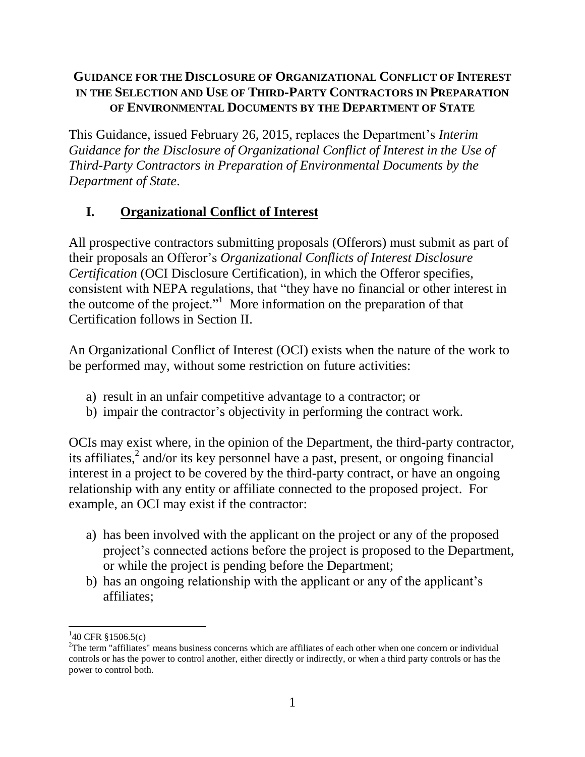# GUIDANCE FOR THE DISCLOSURE OF ORGANIZATIONAL CONFLICT OF INTEREST IN THE SELECTION AND USE OF THIRD-PARTY CONTRACTORS IN PREPARATION OF ENVIRONMENTAL DOCUMENTS BY THE DEPARTMENT OF STATE

This Guidance, issued February 26, 2015, replaces the Department's *Interim Guidance for the Disclosure of Organizational Conflict of Interest in the Use of Third-Party Contractors in Preparation of Environmental Documents by the Department of State*.

## I. Organizational Conflict of Interest

All prospective contractors submitting proposals (Offerors) must submit as part of their proposals an Offeror's *Organizational Conflicts of Interest Disclosure Certification* (OCI Disclosure Certification), in which the Offeror specifies, consistent with NEPA regulations, that "they have no financial or other interest in the outcome of the project."[1] More information on the preparation of that Certification follows in Section II.

An Organizational Conflict of Interest (OCI) exists when the nature of the work to be performed may, without some restriction on future activities:

a) result in an unfair competitive advantage to a contractor; or
b) impair the contractor's objectivity in performing the contract work.

OCIs may exist where, in the opinion of the Department, the third-party contractor, its affiliates,[2] and/or its key personnel have a past, present, or ongoing financial interest in a project to be covered by the third-party contract, or have an ongoing relationship with any entity or affiliate connected to the proposed project. For example, an OCI may exist if the contractor:

a) has been involved with the applicant on the project or any of the proposed project's connected actions before the project is proposed to the Department, or while the project is pending before the Department;
b) has an ongoing relationship with the applicant or any of the applicant's affiliates;

---

[1] 40 CFR §1506.5(c)

[2] The term "affiliates" means business concerns which are affiliates of each other when one concern or individual controls or has the power to control another, either directly or indirectly, or when a third party controls or has the power to control both.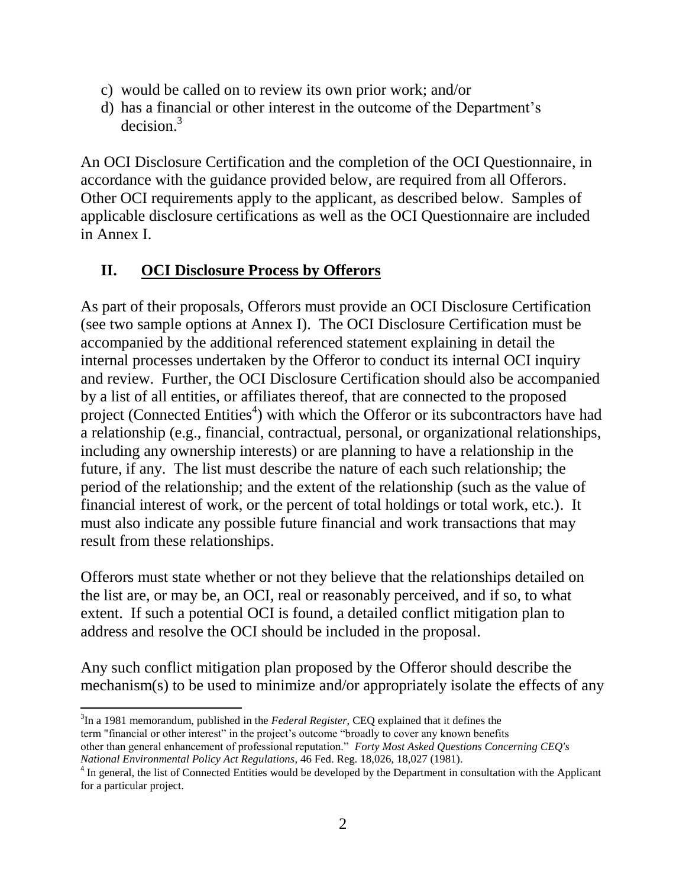c) would be called on to review its own prior work; and/or
d) has a financial or other interest in the outcome of the Department's decision.[3]

An OCI Disclosure Certification and the completion of the OCI Questionnaire, in accordance with the guidance provided below, are required from all Offerors. Other OCI requirements apply to the applicant, as described below. Samples of applicable disclosure certifications as well as the OCI Questionnaire are included in Annex I.

## II. OCI Disclosure Process by Offerors

As part of their proposals, Offerors must provide an OCI Disclosure Certification (see two sample options at Annex I). The OCI Disclosure Certification must be accompanied by the additional referenced statement explaining in detail the internal processes undertaken by the Offeror to conduct its internal OCI inquiry and review. Further, the OCI Disclosure Certification should also be accompanied by a list of all entities, or affiliates thereof, that are connected to the proposed project (Connected Entities[4]) with which the Offeror or its subcontractors have had a relationship (e.g., financial, contractual, personal, or organizational relationships, including any ownership interests) or are planning to have a relationship in the future, if any. The list must describe the nature of each such relationship; the period of the relationship; and the extent of the relationship (such as the value of financial interest of work, or the percent of total holdings or total work, etc.). It must also indicate any possible future financial and work transactions that may result from these relationships.

Offerors must state whether or not they believe that the relationships detailed on the list are, or may be, an OCI, real or reasonably perceived, and if so, to what extent. If such a potential OCI is found, a detailed conflict mitigation plan to address and resolve the OCI should be included in the proposal.

Any such conflict mitigation plan proposed by the Offeror should describe the mechanism(s) to be used to minimize and/or appropriately isolate the effects of any

---

[3] In a 1981 memorandum, published in the *Federal Register*, CEQ explained that it defines the term "financial or other interest" in the project's outcome "broadly to cover any known benefits other than general enhancement of professional reputation." *Forty Most Asked Questions Concerning CEQ's National Environmental Policy Act Regulations*, 46 Fed. Reg. 18,026, 18,027 (1981).

[4] In general, the list of Connected Entities would be developed by the Department in consultation with the Applicant for a particular project.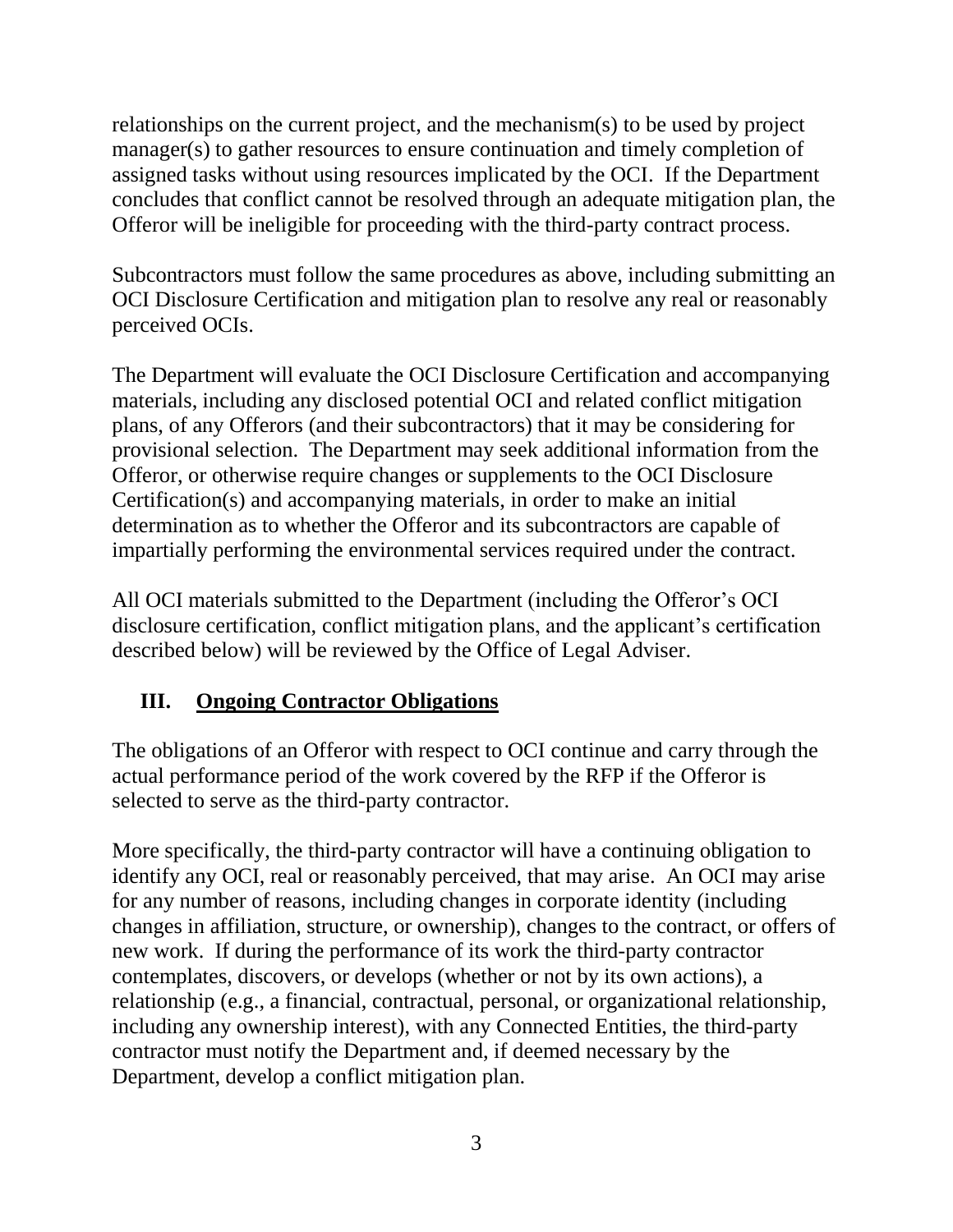relationships on the current project, and the mechanism(s) to be used by project manager(s) to gather resources to ensure continuation and timely completion of assigned tasks without using resources implicated by the OCI. If the Department concludes that conflict cannot be resolved through an adequate mitigation plan, the Offeror will be ineligible for proceeding with the third-party contract process.

Subcontractors must follow the same procedures as above, including submitting an OCI Disclosure Certification and mitigation plan to resolve any real or reasonably perceived OCIs.

The Department will evaluate the OCI Disclosure Certification and accompanying materials, including any disclosed potential OCI and related conflict mitigation plans, of any Offerors (and their subcontractors) that it may be considering for provisional selection. The Department may seek additional information from the Offeror, or otherwise require changes or supplements to the OCI Disclosure Certification(s) and accompanying materials, in order to make an initial determination as to whether the Offeror and its subcontractors are capable of impartially performing the environmental services required under the contract.

All OCI materials submitted to the Department (including the Offeror's OCI disclosure certification, conflict mitigation plans, and the applicant's certification described below) will be reviewed by the Office of Legal Adviser.

## III. <u>Ongoing Contractor Obligations</u>

The obligations of an Offeror with respect to OCI continue and carry through the actual performance period of the work covered by the RFP if the Offeror is selected to serve as the third-party contractor.

More specifically, the third-party contractor will have a continuing obligation to identify any OCI, real or reasonably perceived, that may arise. An OCI may arise for any number of reasons, including changes in corporate identity (including changes in affiliation, structure, or ownership), changes to the contract, or offers of new work. If during the performance of its work the third-party contractor contemplates, discovers, or develops (whether or not by its own actions), a relationship (e.g., a financial, contractual, personal, or organizational relationship, including any ownership interest), with any Connected Entities, the third-party contractor must notify the Department and, if deemed necessary by the Department, develop a conflict mitigation plan.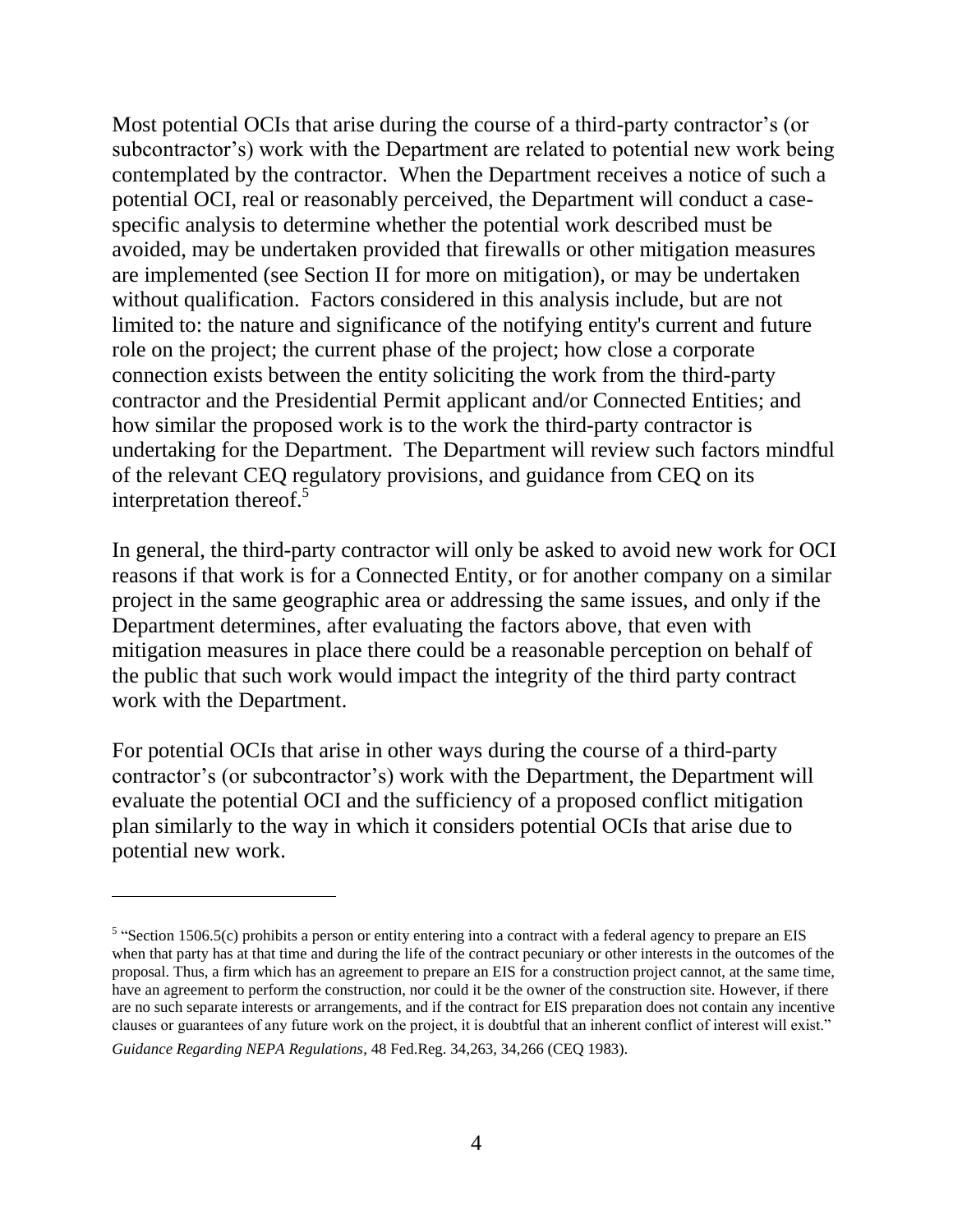Most potential OCIs that arise during the course of a third-party contractor's (or subcontractor's) work with the Department are related to potential new work being contemplated by the contractor. When the Department receives a notice of such a potential OCI, real or reasonably perceived, the Department will conduct a case-specific analysis to determine whether the potential work described must be avoided, may be undertaken provided that firewalls or other mitigation measures are implemented (see Section II for more on mitigation), or may be undertaken without qualification. Factors considered in this analysis include, but are not limited to: the nature and significance of the notifying entity's current and future role on the project; the current phase of the project; how close a corporate connection exists between the entity soliciting the work from the third-party contractor and the Presidential Permit applicant and/or Connected Entities; and how similar the proposed work is to the work the third-party contractor is undertaking for the Department. The Department will review such factors mindful of the relevant CEQ regulatory provisions, and guidance from CEQ on its interpretation thereof.[5]

In general, the third-party contractor will only be asked to avoid new work for OCI reasons if that work is for a Connected Entity, or for another company on a similar project in the same geographic area or addressing the same issues, and only if the Department determines, after evaluating the factors above, that even with mitigation measures in place there could be a reasonable perception on behalf of the public that such work would impact the integrity of the third party contract work with the Department.

For potential OCIs that arise in other ways during the course of a third-party contractor's (or subcontractor's) work with the Department, the Department will evaluate the potential OCI and the sufficiency of a proposed conflict mitigation plan similarly to the way in which it considers potential OCIs that arise due to potential new work.

---

[5] "Section 1506.5(c) prohibits a person or entity entering into a contract with a federal agency to prepare an EIS when that party has at that time and during the life of the contract pecuniary or other interests in the outcomes of the proposal. Thus, a firm which has an agreement to prepare an EIS for a construction project cannot, at the same time, have an agreement to perform the construction, nor could it be the owner of the construction site. However, if there are no such separate interests or arrangements, and if the contract for EIS preparation does not contain any incentive clauses or guarantees of any future work on the project, it is doubtful that an inherent conflict of interest will exist." *Guidance Regarding NEPA Regulations*, 48 Fed.Reg. 34,263, 34,266 (CEQ 1983).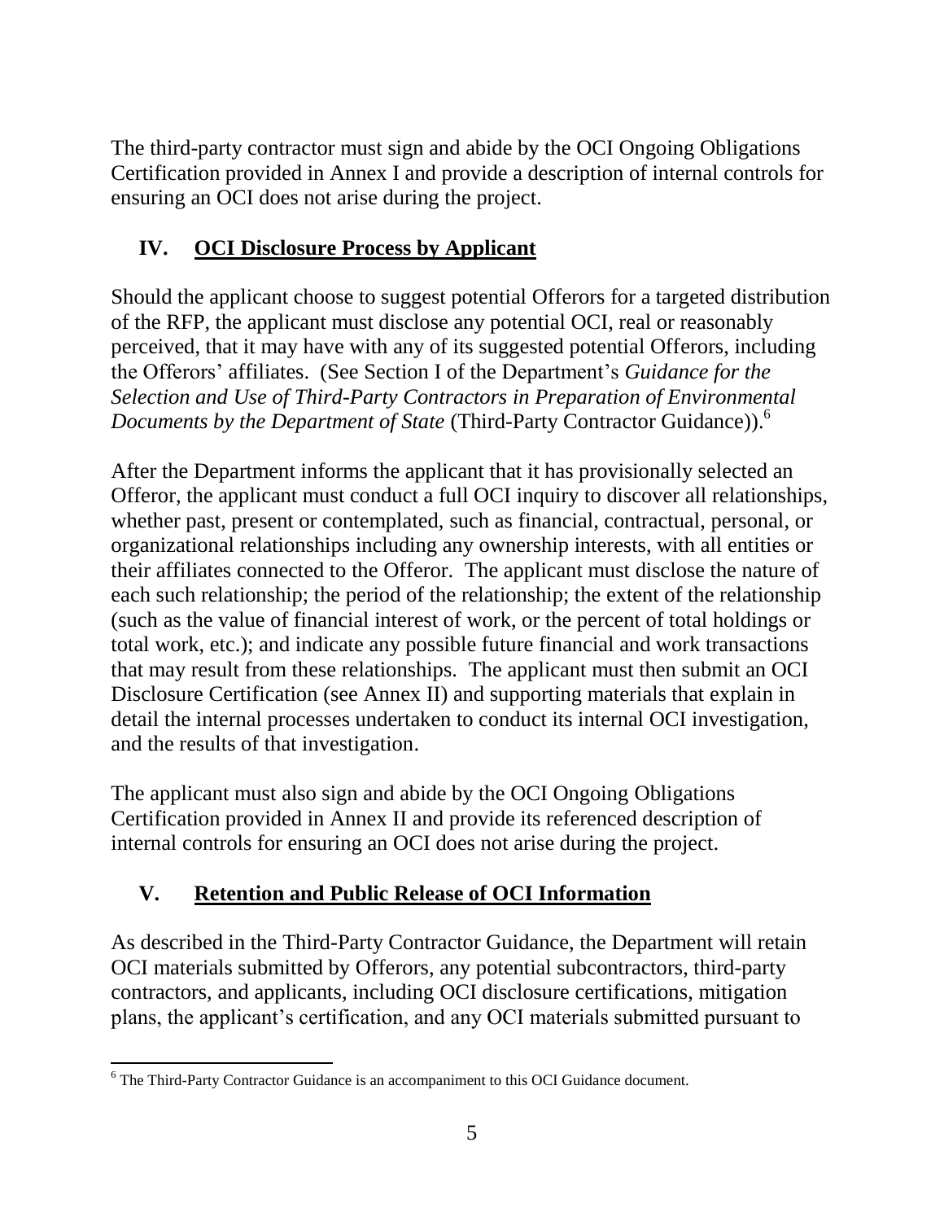The third-party contractor must sign and abide by the OCI Ongoing Obligations Certification provided in Annex I and provide a description of internal controls for ensuring an OCI does not arise during the project.

## IV. OCI Disclosure Process by Applicant

Should the applicant choose to suggest potential Offerors for a targeted distribution of the RFP, the applicant must disclose any potential OCI, real or reasonably perceived, that it may have with any of its suggested potential Offerors, including the Offerors' affiliates. (See Section I of the Department's *Guidance for the Selection and Use of Third-Party Contractors in Preparation of Environmental Documents by the Department of State* (Third-Party Contractor Guidance)).[6]

After the Department informs the applicant that it has provisionally selected an Offeror, the applicant must conduct a full OCI inquiry to discover all relationships, whether past, present or contemplated, such as financial, contractual, personal, or organizational relationships including any ownership interests, with all entities or their affiliates connected to the Offeror. The applicant must disclose the nature of each such relationship; the period of the relationship; the extent of the relationship (such as the value of financial interest of work, or the percent of total holdings or total work, etc.); and indicate any possible future financial and work transactions that may result from these relationships. The applicant must then submit an OCI Disclosure Certification (see Annex II) and supporting materials that explain in detail the internal processes undertaken to conduct its internal OCI investigation, and the results of that investigation.

The applicant must also sign and abide by the OCI Ongoing Obligations Certification provided in Annex II and provide its referenced description of internal controls for ensuring an OCI does not arise during the project.

## V. Retention and Public Release of OCI Information

As described in the Third-Party Contractor Guidance, the Department will retain OCI materials submitted by Offerors, any potential subcontractors, third-party contractors, and applicants, including OCI disclosure certifications, mitigation plans, the applicant's certification, and any OCI materials submitted pursuant to

[6] The Third-Party Contractor Guidance is an accompaniment to this OCI Guidance document.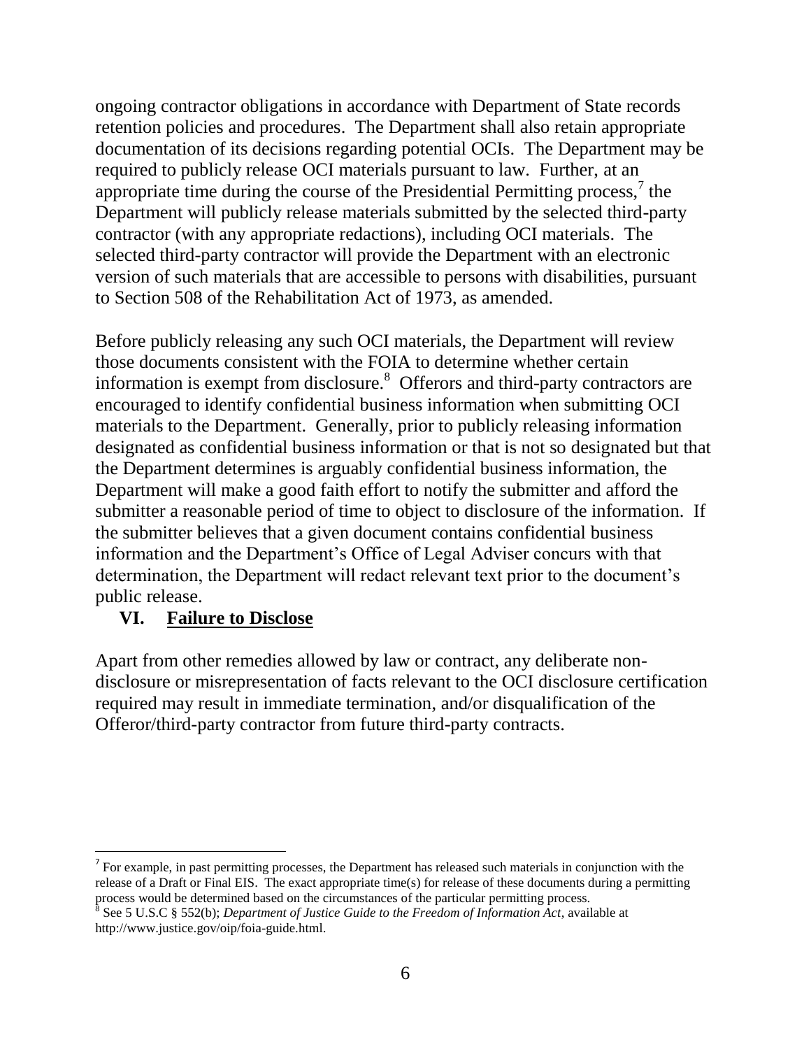ongoing contractor obligations in accordance with Department of State records retention policies and procedures. The Department shall also retain appropriate documentation of its decisions regarding potential OCIs. The Department may be required to publicly release OCI materials pursuant to law. Further, at an appropriate time during the course of the Presidential Permitting process,[7] the Department will publicly release materials submitted by the selected third-party contractor (with any appropriate redactions), including OCI materials. The selected third-party contractor will provide the Department with an electronic version of such materials that are accessible to persons with disabilities, pursuant to Section 508 of the Rehabilitation Act of 1973, as amended.

Before publicly releasing any such OCI materials, the Department will review those documents consistent with the FOIA to determine whether certain information is exempt from disclosure.[8] Offerors and third-party contractors are encouraged to identify confidential business information when submitting OCI materials to the Department. Generally, prior to publicly releasing information designated as confidential business information or that is not so designated but that the Department determines is arguably confidential business information, the Department will make a good faith effort to notify the submitter and afford the submitter a reasonable period of time to object to disclosure of the information. If the submitter believes that a given document contains confidential business information and the Department's Office of Legal Adviser concurs with that determination, the Department will redact relevant text prior to the document's public release.

## VI. Failure to Disclose

Apart from other remedies allowed by law or contract, any deliberate non-disclosure or misrepresentation of facts relevant to the OCI disclosure certification required may result in immediate termination, and/or disqualification of the Offeror/third-party contractor from future third-party contracts.

---

[7] For example, in past permitting processes, the Department has released such materials in conjunction with the release of a Draft or Final EIS. The exact appropriate time(s) for release of these documents during a permitting process would be determined based on the circumstances of the particular permitting process.

[8] See 5 U.S.C § 552(b); *Department of Justice Guide to the Freedom of Information Act*, available at http://www.justice.gov/oip/foia-guide.html.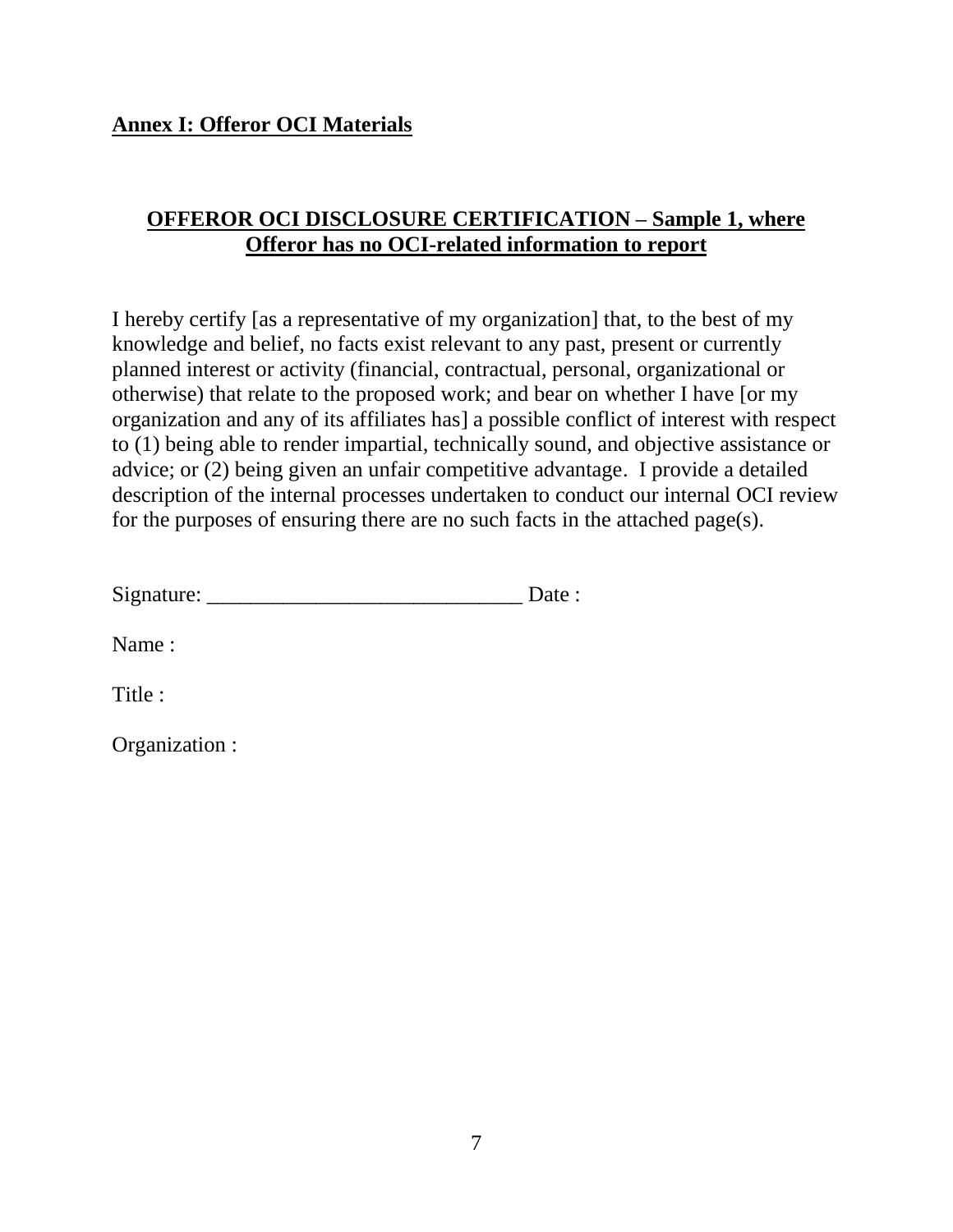## Annex I: Offeror OCI Materials

### OFFEROR OCI DISCLOSURE CERTIFICATION – Sample 1, where Offeror has no OCI-related information to report

I hereby certify [as a representative of my organization] that, to the best of my knowledge and belief, no facts exist relevant to any past, present or currently planned interest or activity (financial, contractual, personal, organizational or otherwise) that relate to the proposed work; and bear on whether I have [or my organization and any of its affiliates has] a possible conflict of interest with respect to (1) being able to render impartial, technically sound, and objective assistance or advice; or (2) being given an unfair competitive advantage. I provide a detailed description of the internal processes undertaken to conduct our internal OCI review for the purposes of ensuring there are no such facts in the attached page(s).

Signature: _____________________________ Date :

Name :

Title :

Organization :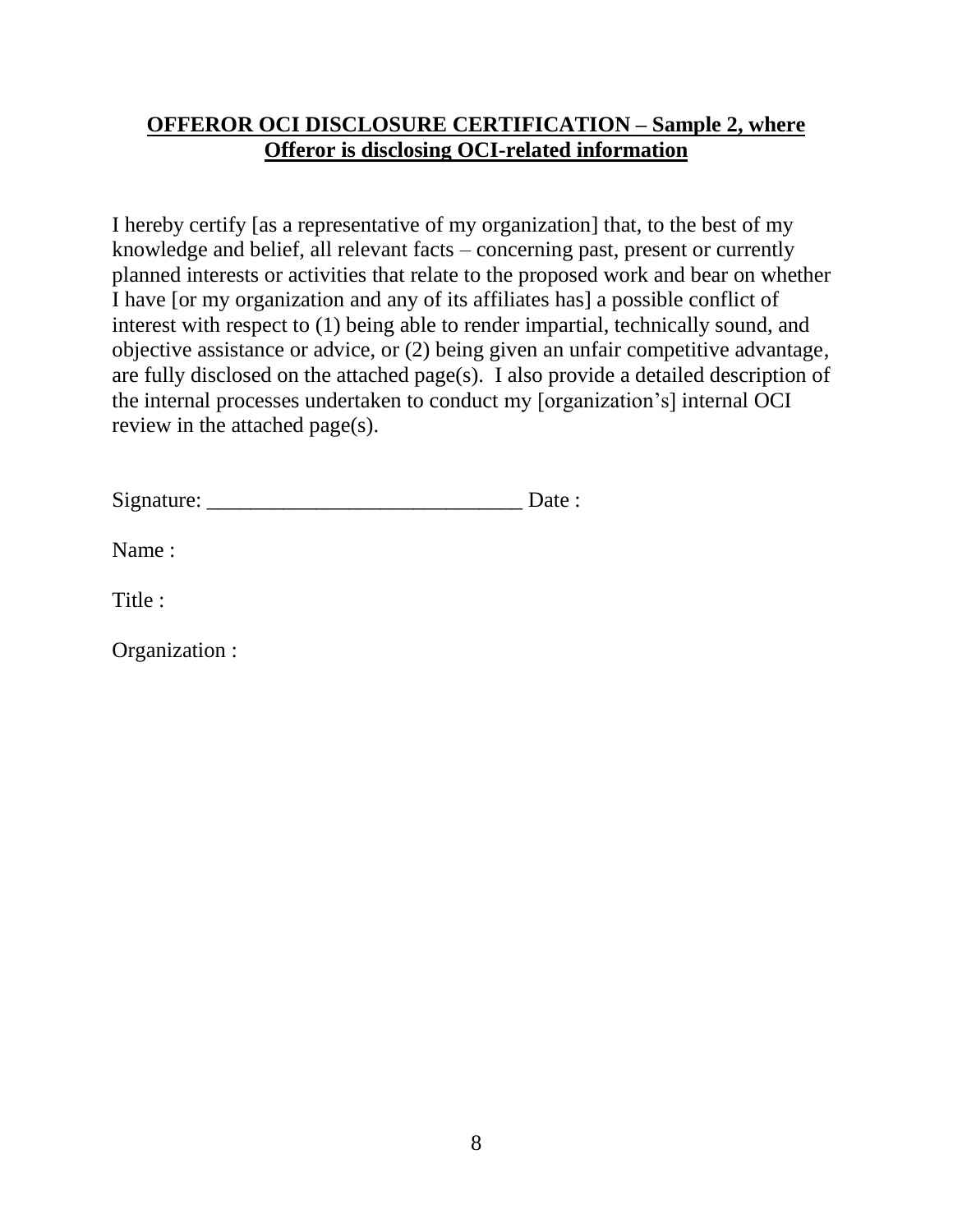**OFFEROR OCI DISCLOSURE CERTIFICATION – Sample 2, where Offeror is disclosing OCI-related information**

I hereby certify [as a representative of my organization] that, to the best of my knowledge and belief, all relevant facts – concerning past, present or currently planned interests or activities that relate to the proposed work and bear on whether I have [or my organization and any of its affiliates has] a possible conflict of interest with respect to (1) being able to render impartial, technically sound, and objective assistance or advice, or (2) being given an unfair competitive advantage, are fully disclosed on the attached page(s). I also provide a detailed description of the internal processes undertaken to conduct my [organization's] internal OCI review in the attached page(s).

Signature: _____________________________ Date :

Name :

Title :

Organization :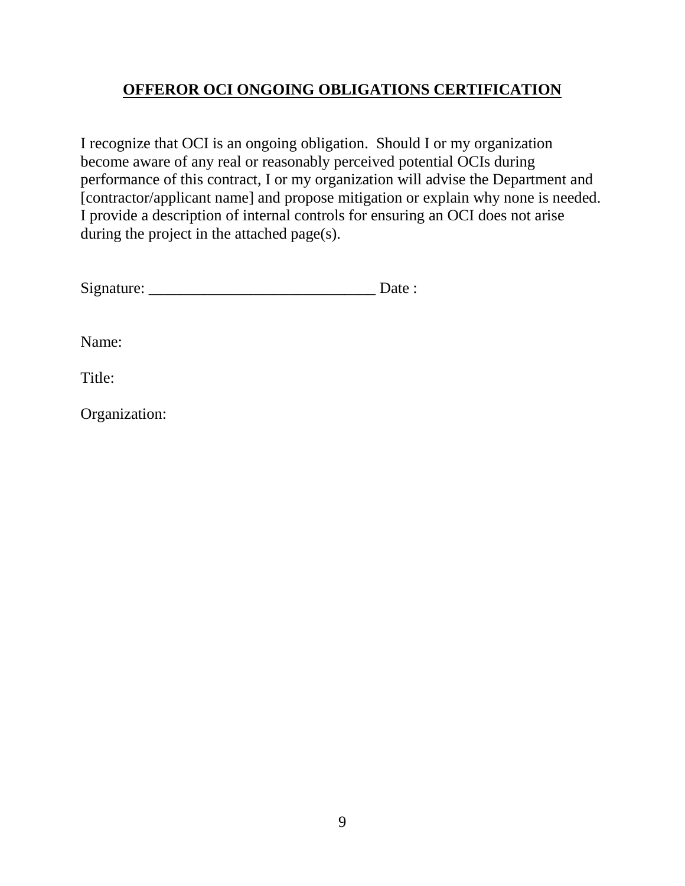## **OFFEROR OCI ONGOING OBLIGATIONS CERTIFICATION**

I recognize that OCI is an ongoing obligation. Should I or my organization become aware of any real or reasonably perceived potential OCIs during performance of this contract, I or my organization will advise the Department and [contractor/applicant name] and propose mitigation or explain why none is needed. I provide a description of internal controls for ensuring an OCI does not arise during the project in the attached page(s).

Signature: _____________________________ Date :

Name:

Title:

Organization: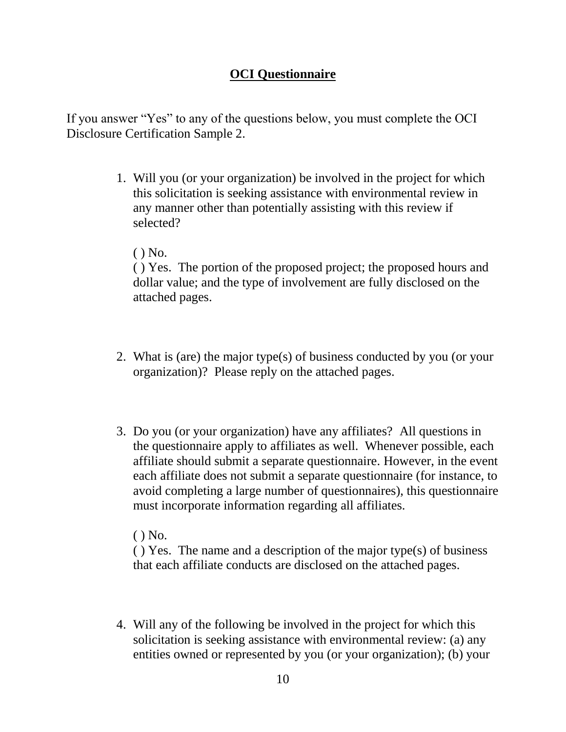**OCI Questionnaire**

If you answer "Yes" to any of the questions below, you must complete the OCI Disclosure Certification Sample 2.

1. Will you (or your organization) be involved in the project for which this solicitation is seeking assistance with environmental review in any manner other than potentially assisting with this review if selected?

   ( ) No.
   ( ) Yes. The portion of the proposed project; the proposed hours and dollar value; and the type of involvement are fully disclosed on the attached pages.

2. What is (are) the major type(s) of business conducted by you (or your organization)? Please reply on the attached pages.

3. Do you (or your organization) have any affiliates? All questions in the questionnaire apply to affiliates as well. Whenever possible, each affiliate should submit a separate questionnaire. However, in the event each affiliate does not submit a separate questionnaire (for instance, to avoid completing a large number of questionnaires), this questionnaire must incorporate information regarding all affiliates.

   ( ) No.
   ( ) Yes. The name and a description of the major type(s) of business that each affiliate conducts are disclosed on the attached pages.

4. Will any of the following be involved in the project for which this solicitation is seeking assistance with environmental review: (a) any entities owned or represented by you (or your organization); (b) your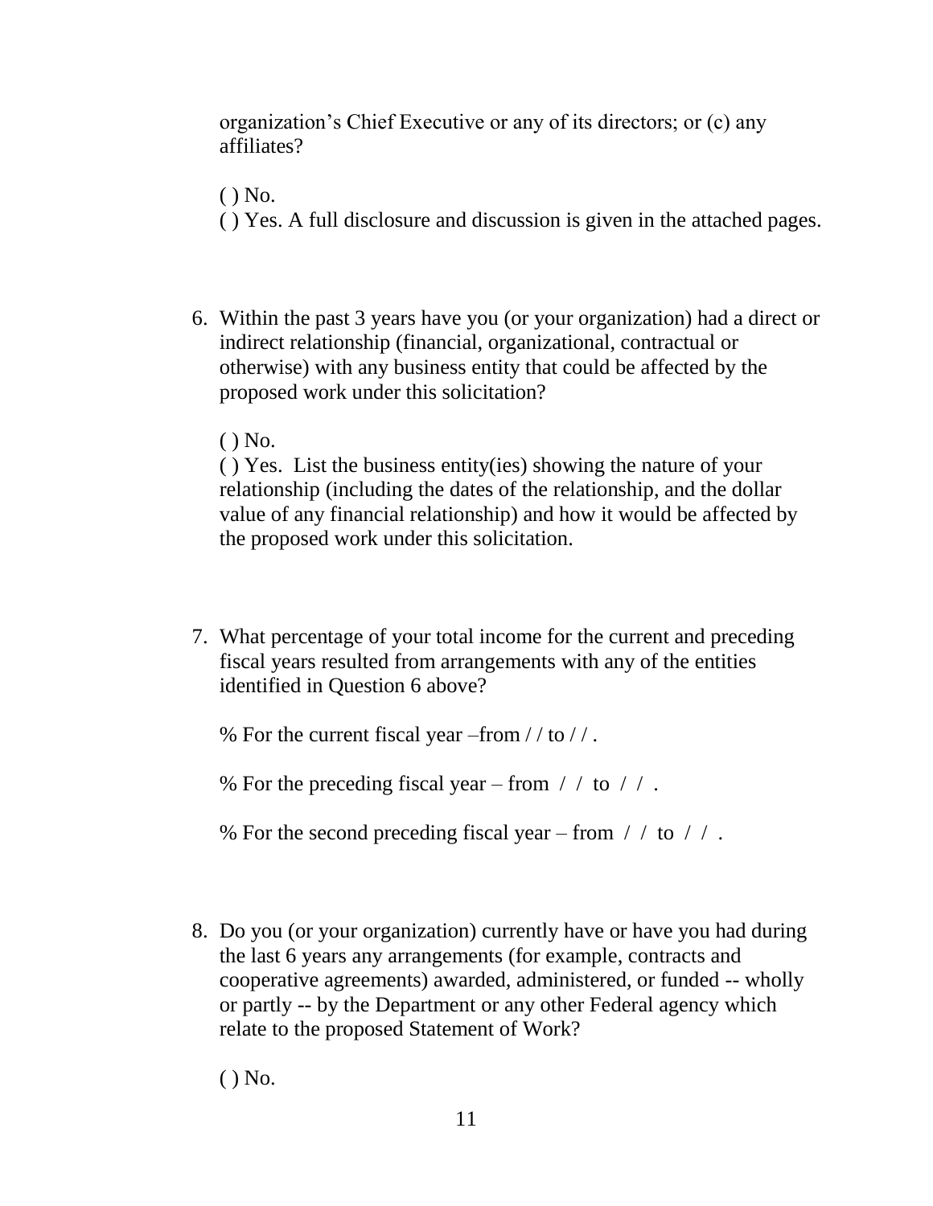organization's Chief Executive or any of its directors; or (c) any affiliates?

( ) No.
( ) Yes. A full disclosure and discussion is given in the attached pages.

6. Within the past 3 years have you (or your organization) had a direct or indirect relationship (financial, organizational, contractual or otherwise) with any business entity that could be affected by the proposed work under this solicitation?

   ( ) No.
   ( ) Yes. List the business entity(ies) showing the nature of your relationship (including the dates of the relationship, and the dollar value of any financial relationship) and how it would be affected by the proposed work under this solicitation.

7. What percentage of your total income for the current and preceding fiscal years resulted from arrangements with any of the entities identified in Question 6 above?

   % For the current fiscal year –from / / to / / .

   % For the preceding fiscal year – from / / to / / .

   % For the second preceding fiscal year – from / / to / / .

8. Do you (or your organization) currently have or have you had during the last 6 years any arrangements (for example, contracts and cooperative agreements) awarded, administered, or funded -- wholly or partly -- by the Department or any other Federal agency which relate to the proposed Statement of Work?

   ( ) No.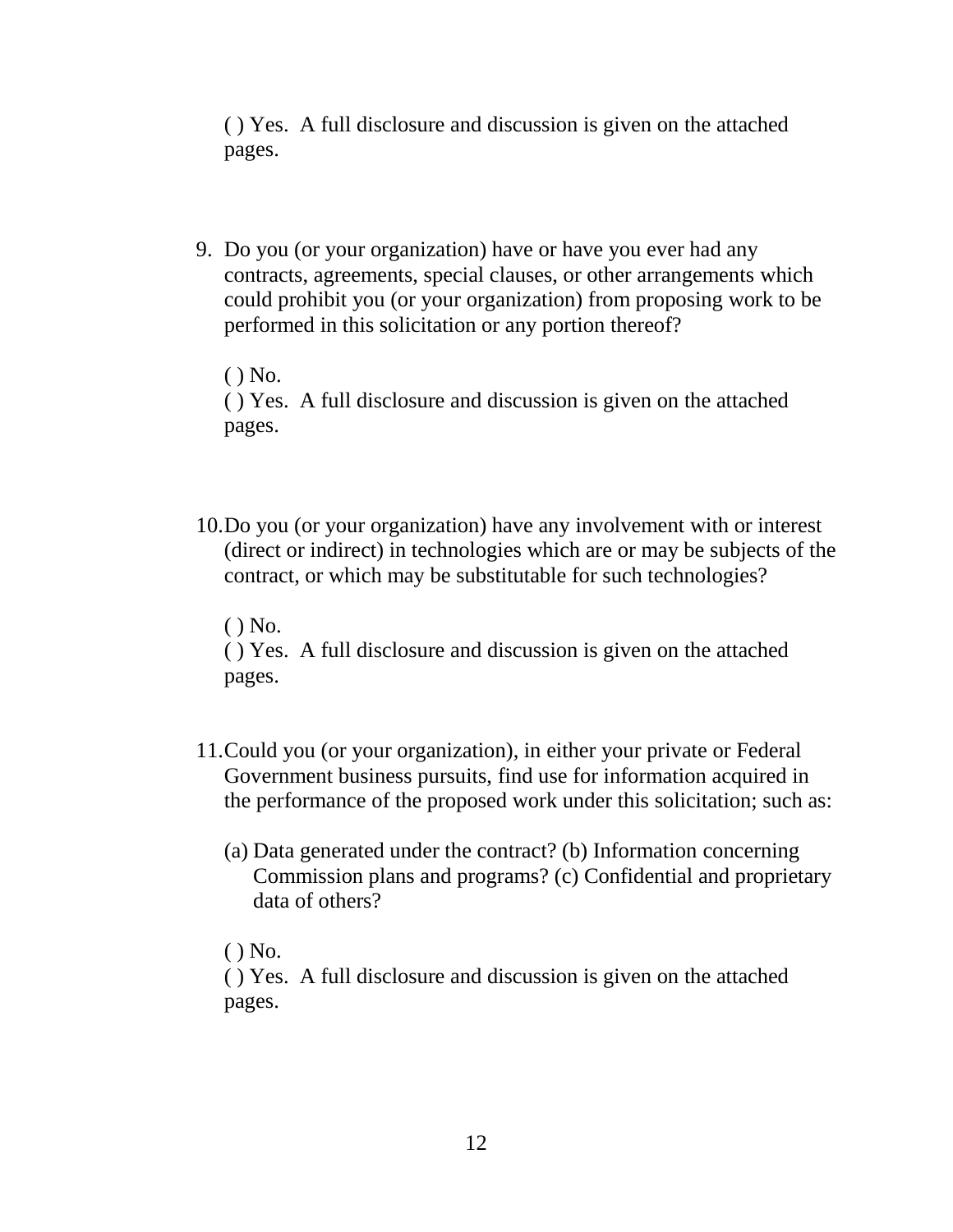( ) Yes.  A full disclosure and discussion is given on the attached pages.

9. Do you (or your organization) have or have you ever had any contracts, agreements, special clauses, or other arrangements which could prohibit you (or your organization) from proposing work to be performed in this solicitation or any portion thereof?

   ( ) No.  
   ( ) Yes.  A full disclosure and discussion is given on the attached pages.

10. Do you (or your organization) have any involvement with or interest (direct or indirect) in technologies which are or may be subjects of the contract, or which may be substitutable for such technologies?

    ( ) No.  
    ( ) Yes.  A full disclosure and discussion is given on the attached pages.

11. Could you (or your organization), in either your private or Federal Government business pursuits, find use for information acquired in the performance of the proposed work under this solicitation; such as:

    (a) Data generated under the contract? (b) Information concerning Commission plans and programs? (c) Confidential and proprietary data of others?

    ( ) No.  
    ( ) Yes.  A full disclosure and discussion is given on the attached pages.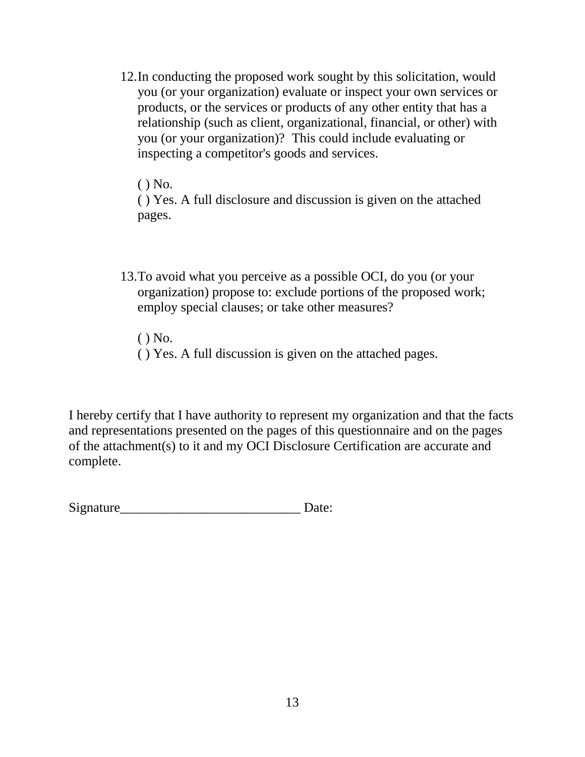12. In conducting the proposed work sought by this solicitation, would you (or your organization) evaluate or inspect your own services or products, or the services or products of any other entity that has a relationship (such as client, organizational, financial, or other) with you (or your organization)? This could include evaluating or inspecting a competitor's goods and services.

    ( ) No.
    ( ) Yes. A full disclosure and discussion is given on the attached pages.

13. To avoid what you perceive as a possible OCI, do you (or your organization) propose to: exclude portions of the proposed work; employ special clauses; or take other measures?

    ( ) No.
    ( ) Yes. A full discussion is given on the attached pages.

I hereby certify that I have authority to represent my organization and that the facts and representations presented on the pages of this questionnaire and on the pages of the attachment(s) to it and my OCI Disclosure Certification are accurate and complete.

Signature___________________________ Date: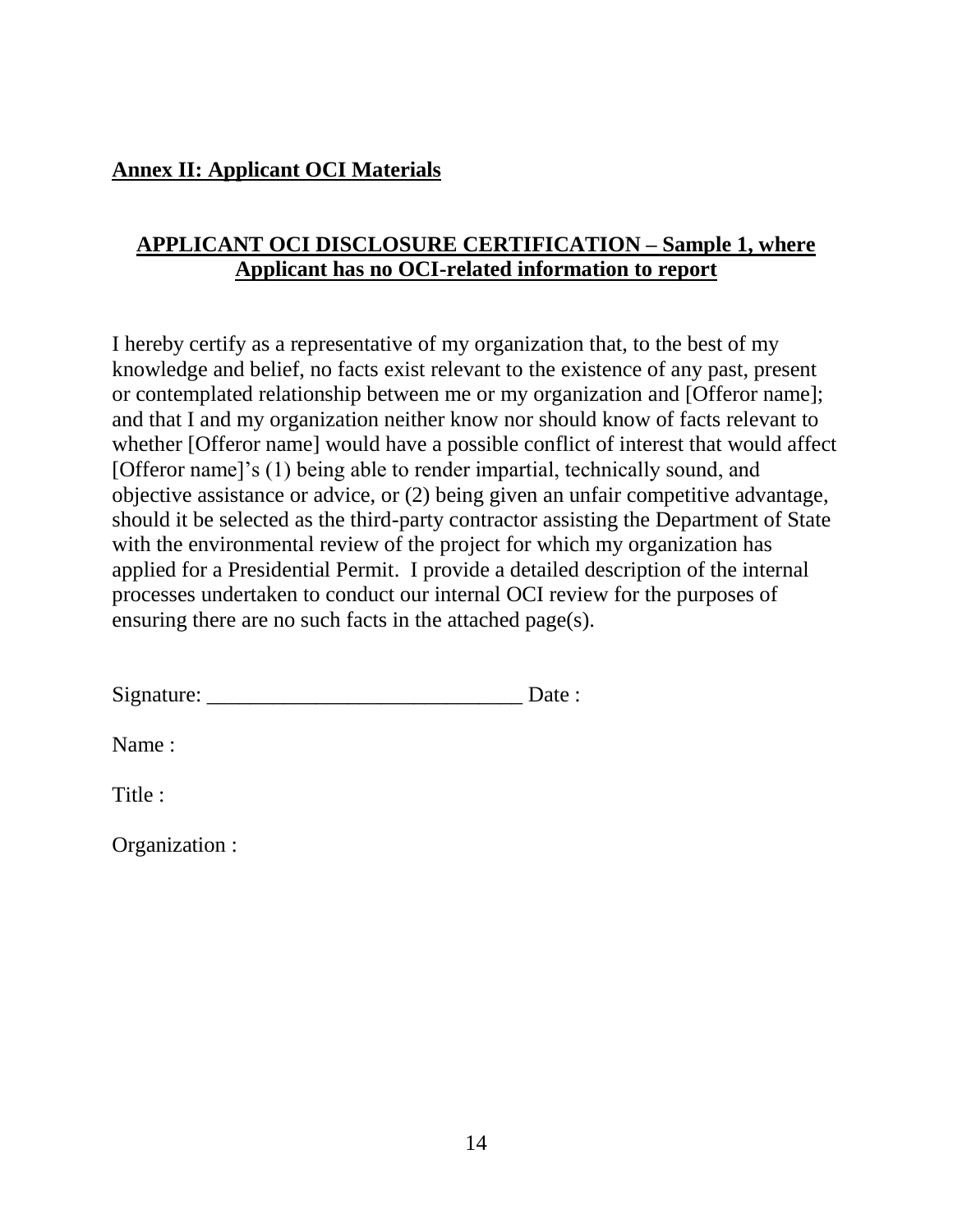**Annex II: Applicant OCI Materials**

## APPLICANT OCI DISCLOSURE CERTIFICATION – Sample 1, where Applicant has no OCI-related information to report

I hereby certify as a representative of my organization that, to the best of my knowledge and belief, no facts exist relevant to the existence of any past, present or contemplated relationship between me or my organization and [Offeror name]; and that I and my organization neither know nor should know of facts relevant to whether [Offeror name] would have a possible conflict of interest that would affect [Offeror name]'s (1) being able to render impartial, technically sound, and objective assistance or advice, or (2) being given an unfair competitive advantage, should it be selected as the third-party contractor assisting the Department of State with the environmental review of the project for which my organization has applied for a Presidential Permit. I provide a detailed description of the internal processes undertaken to conduct our internal OCI review for the purposes of ensuring there are no such facts in the attached page(s).

Signature: ______________________________ Date :

Name :

Title :

Organization :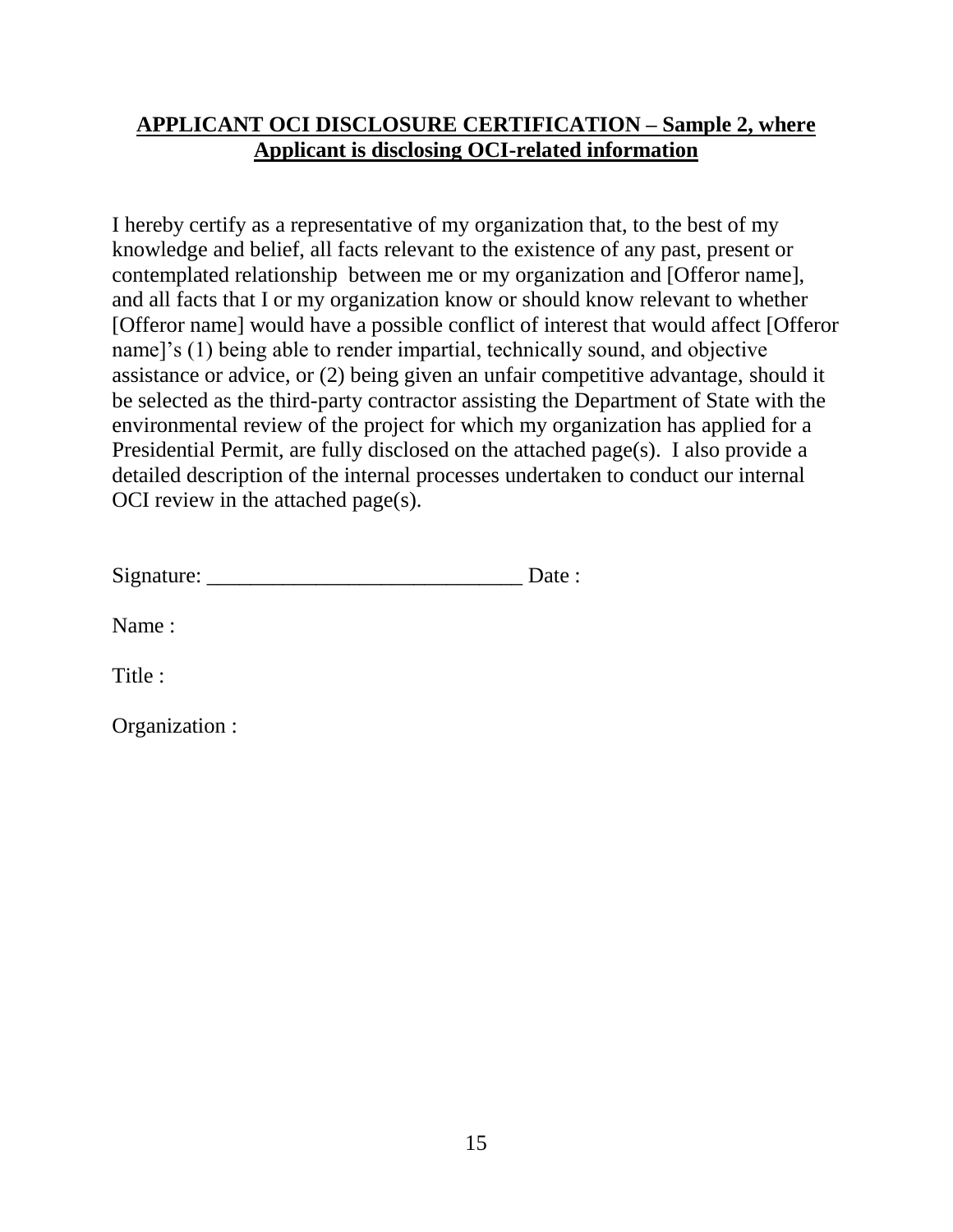**<u>APPLICANT OCI DISCLOSURE CERTIFICATION – Sample 2, where Applicant is disclosing OCI-related information</u>**

I hereby certify as a representative of my organization that, to the best of my knowledge and belief, all facts relevant to the existence of any past, present or contemplated relationship between me or my organization and [Offeror name], and all facts that I or my organization know or should know relevant to whether [Offeror name] would have a possible conflict of interest that would affect [Offeror name]'s (1) being able to render impartial, technically sound, and objective assistance or advice, or (2) being given an unfair competitive advantage, should it be selected as the third-party contractor assisting the Department of State with the environmental review of the project for which my organization has applied for a Presidential Permit, are fully disclosed on the attached page(s). I also provide a detailed description of the internal processes undertaken to conduct our internal OCI review in the attached page(s).

Signature: ____________________________ Date :

Name :

Title :

Organization :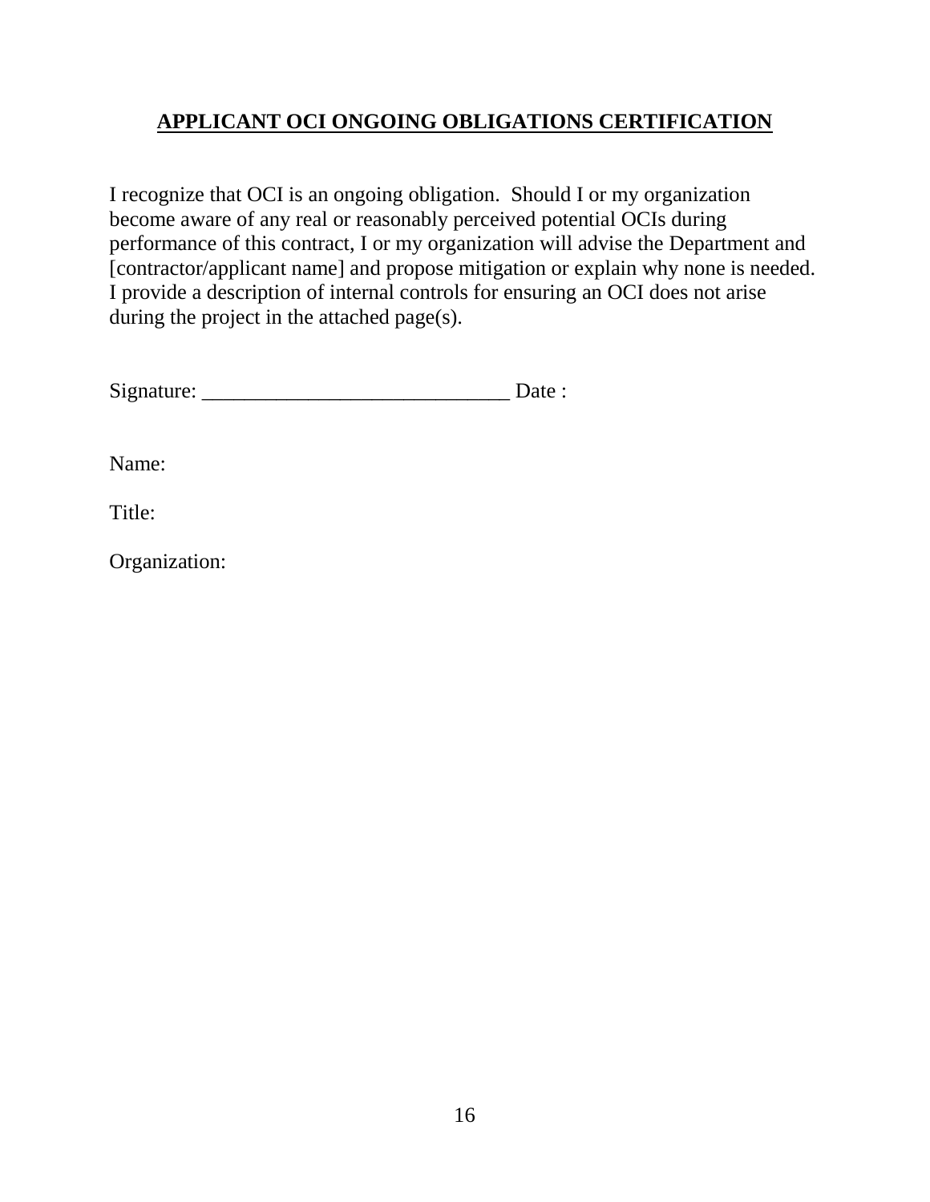## APPLICANT OCI ONGOING OBLIGATIONS CERTIFICATION

I recognize that OCI is an ongoing obligation. Should I or my organization become aware of any real or reasonably perceived potential OCIs during performance of this contract, I or my organization will advise the Department and [contractor/applicant name] and propose mitigation or explain why none is needed. I provide a description of internal controls for ensuring an OCI does not arise during the project in the attached page(s).

Signature: _____________________________ Date :

Name:

Title:

Organization: